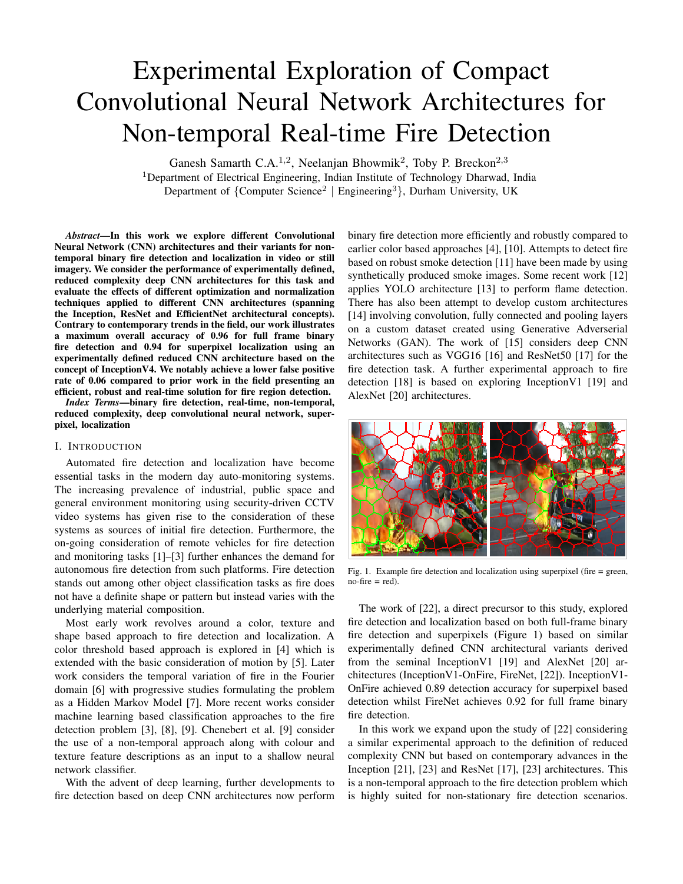# Experimental Exploration of Compact Convolutional Neural Network Architectures for Non-temporal Real-time Fire Detection

Ganesh Samarth C.A.[1,2], Neelanjan Bhowmik[2], Toby P. Breckon[2,3]

[1]Department of Electrical Engineering, Indian Institute of Technology Dharwad, India

Department of {Computer Science[2] | Engineering[3]}, Durham University, UK

***Abstract*—In this work we explore different Convolutional Neural Network (CNN) architectures and their variants for non-temporal binary fire detection and localization in video or still imagery. We consider the performance of experimentally defined, reduced complexity deep CNN architectures for this task and evaluate the effects of different optimization and normalization techniques applied to different CNN architectures (spanning the Inception, ResNet and EfficientNet architectural concepts). Contrary to contemporary trends in the field, our work illustrates a maximum overall accuracy of 0.96 for full frame binary fire detection and 0.94 for superpixel localization using an experimentally defined reduced CNN architecture based on the concept of InceptionV4. We notably achieve a lower false positive rate of 0.06 compared to prior work in the field presenting an efficient, robust and real-time solution for fire region detection.**

***Index Terms*—binary fire detection, real-time, non-temporal, reduced complexity, deep convolutional neural network, superpixel, localization**

## I. Introduction

Automated fire detection and localization have become essential tasks in the modern day auto-monitoring systems. The increasing prevalence of industrial, public space and general environment monitoring using security-driven CCTV video systems has given rise to the consideration of these systems as sources of initial fire detection. Furthermore, the on-going consideration of remote vehicles for fire detection and monitoring tasks [1]–[3] further enhances the demand for autonomous fire detection from such platforms. Fire detection stands out among other object classification tasks as fire does not have a definite shape or pattern but instead varies with the underlying material composition.

Most early work revolves around a color, texture and shape based approach to fire detection and localization. A color threshold based approach is explored in [4] which is extended with the basic consideration of motion by [5]. Later work considers the temporal variation of fire in the Fourier domain [6] with progressive studies formulating the problem as a Hidden Markov Model [7]. More recent works consider machine learning based classification approaches to the fire detection problem [3], [8], [9]. Chenebert et al. [9] consider the use of a non-temporal approach along with colour and texture feature descriptions as an input to a shallow neural network classifier.

With the advent of deep learning, further developments to fire detection based on deep CNN architectures now perform binary fire detection more efficiently and robustly compared to earlier color based approaches [4], [10]. Attempts to detect fire based on robust smoke detection [11] have been made by using synthetically produced smoke images. Some recent work [12] applies YOLO architecture [13] to perform flame detection. There has also been attempt to develop custom architectures [14] involving convolution, fully connected and pooling layers on a custom dataset created using Generative Adverserial Networks (GAN). The work of [15] considers deep CNN architectures such as VGG16 [16] and ResNet50 [17] for the fire detection task. A further experimental approach to fire detection [18] is based on exploring InceptionV1 [19] and AlexNet [20] architectures.

Fig. 1. Example fire detection and localization using superpixel (fire = green, no-fire = red).

The work of [22], a direct precursor to this study, explored fire detection and localization based on both full-frame binary fire detection and superpixels (Figure 1) based on similar experimentally defined CNN architectural variants derived from the seminal InceptionV1 [19] and AlexNet [20] architectures (InceptionV1-OnFire, FireNet, [22]). InceptionV1-OnFire achieved 0.89 detection accuracy for superpixel based detection whilst FireNet achieves 0.92 for full frame binary fire detection.

In this work we expand upon the study of [22] considering a similar experimental approach to the definition of reduced complexity CNN but based on contemporary advances in the Inception [21], [23] and ResNet [17], [23] architectures. This is a non-temporal approach to the fire detection problem which is highly suited for non-stationary fire detection scenarios.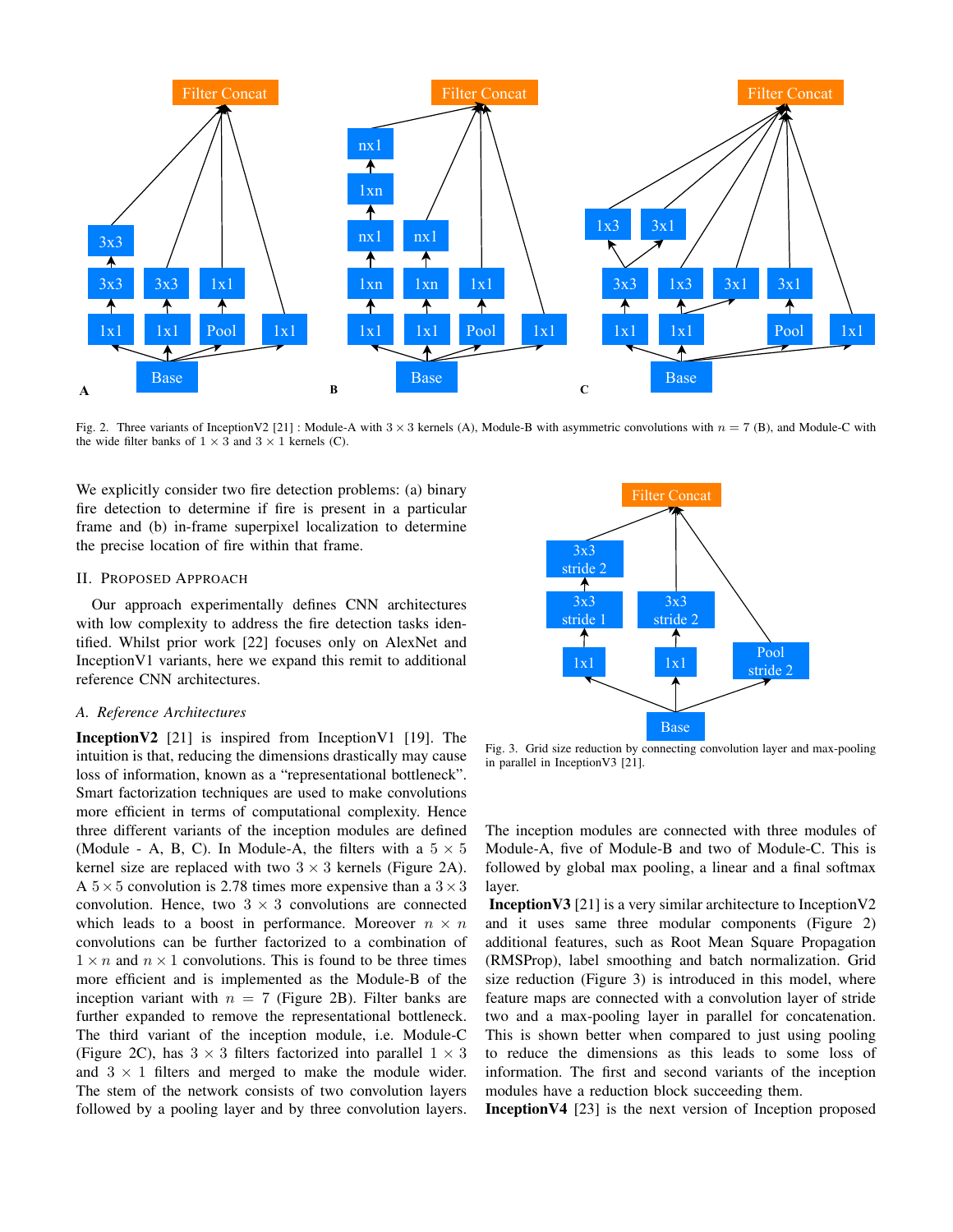Fig. 2. Three variants of InceptionV2 [21] : Module-A with $3 \times 3$ kernels (A), Module-B with asymmetric convolutions with $n = 7$ (B), and Module-C with the wide filter banks of $1 \times 3$ and $3 \times 1$ kernels (C).

We explicitly consider two fire detection problems: (a) binary fire detection to determine if fire is present in a particular frame and (b) in-frame superpixel localization to determine the precise location of fire within that frame.

## II. Proposed Approach

Our approach experimentally defines CNN architectures with low complexity to address the fire detection tasks identified. Whilst prior work [22] focuses only on AlexNet and InceptionV1 variants, here we expand this remit to additional reference CNN architectures.

### A. Reference Architectures

**InceptionV2** [21] is inspired from InceptionV1 [19]. The intuition is that, reducing the dimensions drastically may cause loss of information, known as a "representational bottleneck". Smart factorization techniques are used to make convolutions more efficient in terms of computational complexity. Hence three different variants of the inception modules are defined (Module - A, B, C). In Module-A, the filters with a $5 \times 5$ kernel size are replaced with two $3 \times 3$ kernels (Figure 2A). A $5 \times 5$ convolution is 2.78 times more expensive than a $3 \times 3$ convolution. Hence, two $3 \times 3$ convolutions are connected which leads to a boost in performance. Moreover $n \times n$ convolutions can be further factorized to a combination of $1 \times n$ and $n \times 1$ convolutions. This is found to be three times more efficient and is implemented as the Module-B of the inception variant with $n = 7$ (Figure 2B). Filter banks are further expanded to remove the representational bottleneck. The third variant of the inception module, i.e. Module-C (Figure 2C), has $3 \times 3$ filters factorized into parallel $1 \times 3$ and $3 \times 1$ filters and merged to make the module wider. The stem of the network consists of two convolution layers followed by a pooling layer and by three convolution layers.

Fig. 3. Grid size reduction by connecting convolution layer and max-pooling in parallel in InceptionV3 [21].

The inception modules are connected with three modules of Module-A, five of Module-B and two of Module-C. This is followed by global max pooling, a linear and a final softmax layer.

**InceptionV3** [21] is a very similar architecture to InceptionV2 and it uses same three modular components (Figure 2) additional features, such as Root Mean Square Propagation (RMSProp), label smoothing and batch normalization. Grid size reduction (Figure 3) is introduced in this model, where feature maps are connected with a convolution layer of stride two and a max-pooling layer in parallel for concatenation. This is shown better when compared to just using pooling to reduce the dimensions as this leads to some loss of information. The first and second variants of the inception modules have a reduction block succeeding them.

**InceptionV4** [23] is the next version of Inception proposed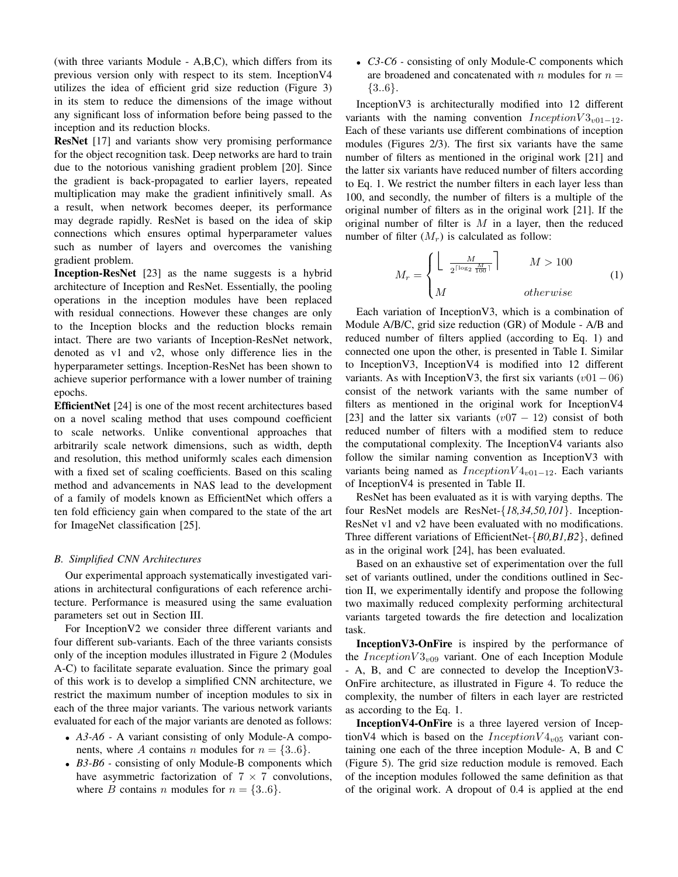(with three variants Module - A,B,C), which differs from its previous version only with respect to its stem. InceptionV4 utilizes the idea of efficient grid size reduction (Figure 3) in its stem to reduce the dimensions of the image without any significant loss of information before being passed to the inception and its reduction blocks.

**ResNet** [17] and variants show very promising performance for the object recognition task. Deep networks are hard to train due to the notorious vanishing gradient problem [20]. Since the gradient is back-propagated to earlier layers, repeated multiplication may make the gradient infinitively small. As a result, when network becomes deeper, its performance may degrade rapidly. ResNet is based on the idea of skip connections which ensures optimal hyperparameter values such as number of layers and overcomes the vanishing gradient problem.

**Inception-ResNet** [23] as the name suggests is a hybrid architecture of Inception and ResNet. Essentially, the pooling operations in the inception modules have been replaced with residual connections. However these changes are only to the Inception blocks and the reduction blocks remain intact. There are two variants of Inception-ResNet network, denoted as v1 and v2, whose only difference lies in the hyperparameter settings. Inception-ResNet has been shown to achieve superior performance with a lower number of training epochs.

**EfficientNet** [24] is one of the most recent architectures based on a novel scaling method that uses compound coefficient to scale networks. Unlike conventional approaches that arbitrarily scale network dimensions, such as width, depth and resolution, this method uniformly scales each dimension with a fixed set of scaling coefficients. Based on this scaling method and advancements in NAS lead to the development of a family of models known as EfficientNet which offers a ten fold efficiency gain when compared to the state of the art for ImageNet classification [25].

### B. Simplified CNN Architectures

Our experimental approach systematically investigated variations in architectural configurations of each reference architecture. Performance is measured using the same evaluation parameters set out in Section III.

For InceptionV2 we consider three different variants and four different sub-variants. Each of the three variants consists only of the inception modules illustrated in Figure 2 (Modules A-C) to facilitate separate evaluation. Since the primary goal of this work is to develop a simplified CNN architecture, we restrict the maximum number of inception modules to six in each of the three major variants. The various network variants evaluated for each of the major variants are denoted as follows:

- *A3-A6* - A variant consisting of only Module-A components, where $A$ contains $n$ modules for $n = \{3..6\}$.
- *B3-B6* - consisting of only Module-B components which have asymmetric factorization of $7 \times 7$ convolutions, where $B$ contains $n$ modules for $n = \{3..6\}$.
- *C3-C6* - consisting of only Module-C components which are broadened and concatenated with $n$ modules for $n = \{3..6\}$.

InceptionV3 is architecturally modified into 12 different variants with the naming convention $InceptionV3_{v01-12}$. Each of these variants use different combinations of inception modules (Figures 2/3). The first six variants have the same number of filters as mentioned in the original work [21] and the latter six variants have reduced number of filters according to Eq. 1. We restrict the number filters in each layer less than 100, and secondly, the number of filters is a multiple of the original number of filters as in the original work [21]. If the original number of filter is $M$ in a layer, then the reduced number of filter ($M_r$) is calculated as follow:

$$M_r = \begin{cases} \left\lfloor \frac{M}{2^{\lceil \log_2 \frac{M}{100} \rceil}} \right\rceil & M > 100 \\ M & otherwise \end{cases} \quad (1)$$

Each variation of InceptionV3, which is a combination of Module A/B/C, grid size reduction (GR) of Module - A/B and reduced number of filters applied (according to Eq. 1) and connected one upon the other, is presented in Table I. Similar to InceptionV3, InceptionV4 is modified into 12 different variants. As with InceptionV3, the first six variants ($v01-06$) consist of the network variants with the same number of filters as mentioned in the original work for InceptionV4 [23] and the latter six variants ($v07-12$) consist of both reduced number of filters with a modified stem to reduce the computational complexity. The InceptionV4 variants also follow the similar naming convention as InceptionV3 with variants being named as $InceptionV4_{v01-12}$. Each variants of InceptionV4 is presented in Table II.

ResNet has been evaluated as it is with varying depths. The four ResNet models are ResNet-{*18,34,50,101*}. Inception-ResNet v1 and v2 have been evaluated with no modifications. Three different variations of EfficientNet-{*B0,B1,B2*}, defined as in the original work [24], has been evaluated.

Based on an exhaustive set of experimentation over the full set of variants outlined, under the conditions outlined in Section II, we experimentally identify and propose the following two maximally reduced complexity performing architectural variants targeted towards the fire detection and localization task.

**InceptionV3-OnFire** is inspired by the performance of the $InceptionV3_{v09}$ variant. One of each Inception Module - A, B, and C are connected to develop the InceptionV3-OnFire architecture, as illustrated in Figure 4. To reduce the complexity, the number of filters in each layer are restricted as according to the Eq. 1.

**InceptionV4-OnFire** is a three layered version of InceptionV4 which is based on the $InceptionV4_{v05}$ variant containing one each of the three inception Module- A, B and C (Figure 5). The grid size reduction module is removed. Each of the inception modules followed the same definition as that of the original work. A dropout of 0.4 is applied at the end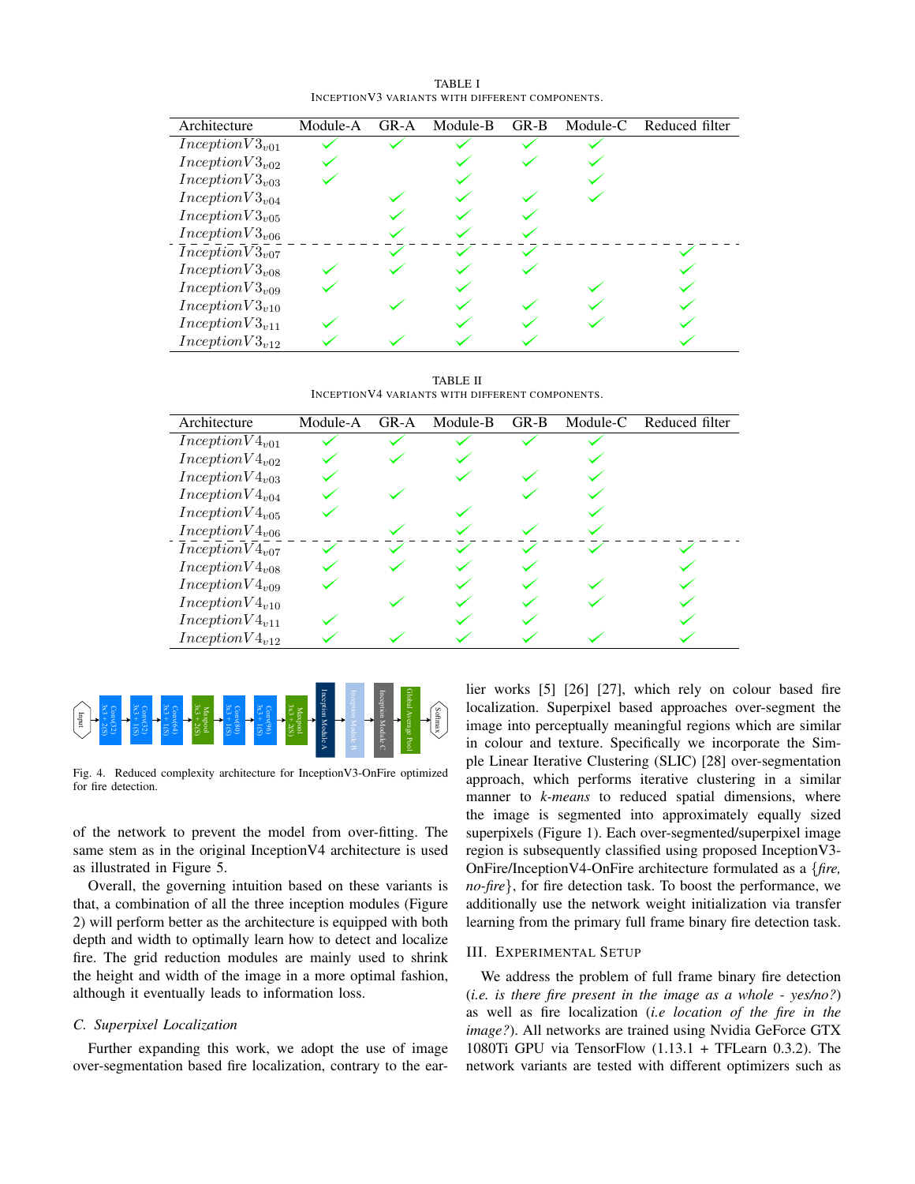TABLE I
INCEPTIONV3 VARIANTS WITH DIFFERENT COMPONENTS.

| Architecture | Module-A | GR-A | Module-B | GR-B | Module-C | Reduced filter |
|---|---|---|---|---|---|---|
| $InceptionV3_{v01}$ | ✓ | ✓ | ✓ | ✓ | ✓ | |
| $InceptionV3_{v02}$ | ✓ | | ✓ | ✓ | ✓ | |
| $InceptionV3_{v03}$ | ✓ | | ✓ | | ✓ | |
| $InceptionV3_{v04}$ | | ✓ | ✓ | ✓ | ✓ | |
| $InceptionV3_{v05}$ | | ✓ | ✓ | ✓ | | |
| $InceptionV3_{v06}$ | | ✓ | ✓ | ✓ | | |
| $InceptionV3_{v07}$ | | ✓ | ✓ | ✓ | | ✓ |
| $InceptionV3_{v08}$ | ✓ | ✓ | ✓ | ✓ | | ✓ |
| $InceptionV3_{v09}$ | ✓ | | ✓ | | ✓ | ✓ |
| $InceptionV3_{v10}$ | | ✓ | ✓ | ✓ | ✓ | ✓ |
| $InceptionV3_{v11}$ | ✓ | | ✓ | ✓ | ✓ | ✓ |
| $InceptionV3_{v12}$ | ✓ | ✓ | ✓ | ✓ | | ✓ |

TABLE II
INCEPTIONV4 VARIANTS WITH DIFFERENT COMPONENTS.

| Architecture | Module-A | GR-A | Module-B | GR-B | Module-C | Reduced filter |
|---|---|---|---|---|---|---|
| $InceptionV4_{v01}$ | ✓ | ✓ | ✓ | ✓ | ✓ | |
| $InceptionV4_{v02}$ | ✓ | ✓ | ✓ | | ✓ | |
| $InceptionV4_{v03}$ | ✓ | | ✓ | ✓ | ✓ | |
| $InceptionV4_{v04}$ | ✓ | ✓ | | ✓ | ✓ | |
| $InceptionV4_{v05}$ | ✓ | | ✓ | | ✓ | |
| $InceptionV4_{v06}$ | | ✓ | ✓ | ✓ | ✓ | |
| $InceptionV4_{v07}$ | ✓ | ✓ | ✓ | ✓ | ✓ | ✓ |
| $InceptionV4_{v08}$ | ✓ | ✓ | ✓ | ✓ | | ✓ |
| $InceptionV4_{v09}$ | ✓ | | ✓ | ✓ | ✓ | ✓ |
| $InceptionV4_{v10}$ | | ✓ | ✓ | ✓ | ✓ | ✓ |
| $InceptionV4_{v11}$ | ✓ | | ✓ | ✓ | | ✓ |
| $InceptionV4_{v12}$ | ✓ | ✓ | ✓ | ✓ | ✓ | ✓ |

Fig. 4. Reduced complexity architecture for InceptionV3-OnFire optimized for fire detection.

of the network to prevent the model from over-fitting. The same stem as in the original InceptionV4 architecture is used as illustrated in Figure 5.

Overall, the governing intuition based on these variants is that, a combination of all the three inception modules (Figure 2) will perform better as the architecture is equipped with both depth and width to optimally learn how to detect and localize fire. The grid reduction modules are mainly used to shrink the height and width of the image in a more optimal fashion, although it eventually leads to information loss.

### C. Superpixel Localization

Further expanding this work, we adopt the use of image over-segmentation based fire localization, contrary to the earlier works [5] [26] [27], which rely on colour based fire localization. Superpixel based approaches over-segment the image into perceptually meaningful regions which are similar in colour and texture. Specifically we incorporate the Simple Linear Iterative Clustering (SLIC) [28] over-segmentation approach, which performs iterative clustering in a similar manner to *k-means* to reduced spatial dimensions, where the image is segmented into approximately equally sized superpixels (Figure 1). Each over-segmented/superpixel image region is subsequently classified using proposed InceptionV3-OnFire/InceptionV4-OnFire architecture formulated as a {*fire, no-fire*}, for fire detection task. To boost the performance, we additionally use the network weight initialization via transfer learning from the primary full frame binary fire detection task.

## III. Experimental Setup

We address the problem of full frame binary fire detection (*i.e. is there fire present in the image as a whole - yes/no?*) as well as fire localization (*i.e location of the fire in the image?*). All networks are trained using Nvidia GeForce GTX 1080Ti GPU via TensorFlow (1.13.1 + TFLearn 0.3.2). The network variants are tested with different optimizers such as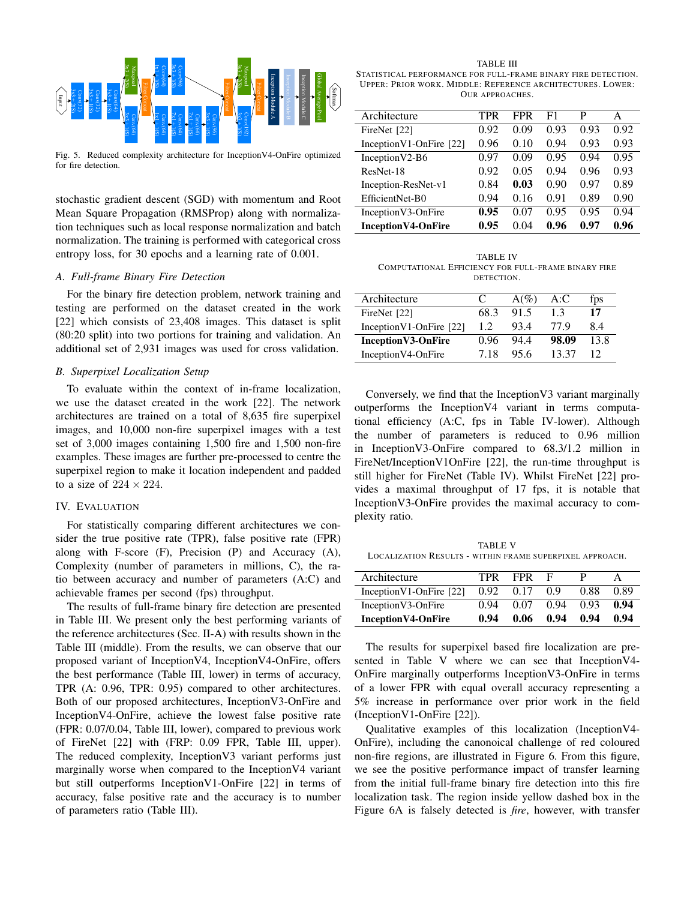Fig. 5. Reduced complexity architecture for InceptionV4-OnFire optimized for fire detection.

stochastic gradient descent (SGD) with momentum and Root Mean Square Propagation (RMSProp) along with normalization techniques such as local response normalization and batch normalization. The training is performed with categorical cross entropy loss, for 30 epochs and a learning rate of 0.001.

### A. Full-frame Binary Fire Detection

For the binary fire detection problem, network training and testing are performed on the dataset created in the work [22] which consists of 23,408 images. This dataset is split (80:20 split) into two portions for training and validation. An additional set of 2,931 images was used for cross validation.

### B. Superpixel Localization Setup

To evaluate within the context of in-frame localization, we use the dataset created in the work [22]. The network architectures are trained on a total of 8,635 fire superpixel images, and 10,000 non-fire superpixel images with a test set of 3,000 images containing 1,500 fire and 1,500 non-fire examples. These images are further pre-processed to centre the superpixel region to make it location independent and padded to a size of $224 \times 224$.

## IV. Evaluation

For statistically comparing different architectures we consider the true positive rate (TPR), false positive rate (FPR) along with F-score (F), Precision (P) and Accuracy (A), Complexity (number of parameters in millions, C), the ratio between accuracy and number of parameters (A:C) and achievable frames per second (fps) throughput.

The results of full-frame binary fire detection are presented in Table III. We present only the best performing variants of the reference architectures (Sec. II-A) with results shown in the Table III (middle). From the results, we can observe that our proposed variant of InceptionV4, InceptionV4-OnFire, offers the best performance (Table III, lower) in terms of accuracy, TPR (A: 0.96, TPR: 0.95) compared to other architectures. Both of our proposed architectures, InceptionV3-OnFire and InceptionV4-OnFire, achieve the lowest false positive rate (FPR: 0.07/0.04, Table III, lower), compared to previous work of FireNet [22] with (FRP: 0.09 FPR, Table III, upper). The reduced complexity, InceptionV3 variant performs just marginally worse when compared to the InceptionV4 variant but still outperforms InceptionV1-OnFire [22] in terms of accuracy, false positive rate and the accuracy is to number of parameters ratio (Table III).

TABLE III
Statistical performance for full-frame binary fire detection. Upper: Prior work. Middle: Reference architectures. Lower: Our approaches.

| Architecture | TPR | FPR | F1 | P | A |
|---|---|---|---|---|---|
| FireNet [22] | 0.92 | 0.09 | 0.93 | 0.93 | 0.92 |
| InceptionV1-OnFire [22] | 0.96 | 0.10 | 0.94 | 0.93 | 0.93 |
| InceptionV2-B6 | 0.97 | 0.09 | 0.95 | 0.94 | 0.95 |
| ResNet-18 | 0.92 | 0.05 | 0.94 | 0.96 | 0.93 |
| Inception-ResNet-v1 | 0.84 | **0.03** | 0.90 | 0.97 | 0.89 |
| EfficientNet-B0 | 0.94 | 0.16 | 0.91 | 0.89 | 0.90 |
| InceptionV3-OnFire | **0.95** | 0.07 | 0.95 | 0.95 | 0.94 |
| **InceptionV4-OnFire** | **0.95** | 0.04 | **0.96** | **0.97** | **0.96** |

TABLE IV
Computational efficiency for full-frame binary fire detection.

| Architecture | C | A(%) | A:C | fps |
|---|---|---|---|---|
| FireNet [22] | 68.3 | 91.5 | 1.3 | **17** |
| InceptionV1-OnFire [22] | 1.2 | 93.4 | 77.9 | 8.4 |
| **InceptionV3-OnFire** | 0.96 | 94.4 | **98.09** | 13.8 |
| InceptionV4-OnFire | 7.18 | 95.6 | 13.37 | 12 |

Conversely, we find that the InceptionV3 variant marginally outperforms the InceptionV4 variant in terms computational efficiency (A:C, fps in Table IV-lower). Although the number of parameters is reduced to 0.96 million in InceptionV3-OnFire compared to 68.3/1.2 million in FireNet/InceptionV1OnFire [22], the run-time throughput is still higher for FireNet (Table IV). Whilst FireNet [22] provides a maximal throughput of 17 fps, it is notable that InceptionV3-OnFire provides the maximal accuracy to complexity ratio.

TABLE V
Localization Results - within frame superpixel approach.

| Architecture | TPR | FPR | F | P | A |
|---|---|---|---|---|---|
| InceptionV1-OnFire [22] | 0.92 | 0.17 | 0.9 | 0.88 | 0.89 |
| InceptionV3-OnFire | 0.94 | 0.07 | 0.94 | 0.93 | **0.94** |
| **InceptionV4-OnFire** | **0.94** | **0.06** | **0.94** | **0.94** | **0.94** |

The results for superpixel based fire localization are presented in Table V where we can see that InceptionV4-OnFire marginally outperforms InceptionV3-OnFire in terms of a lower FPR with equal overall accuracy representing a 5% increase in performance over prior work in the field (InceptionV1-OnFire [22]).

Qualitative examples of this localization (InceptionV4-OnFire), including the canonoical challenge of red coloured non-fire regions, are illustrated in Figure 6. From this figure, we see the positive performance impact of transfer learning from the initial full-frame binary fire detection into this fire localization task. The region inside yellow dashed box in the Figure 6A is falsely detected is *fire*, however, with transfer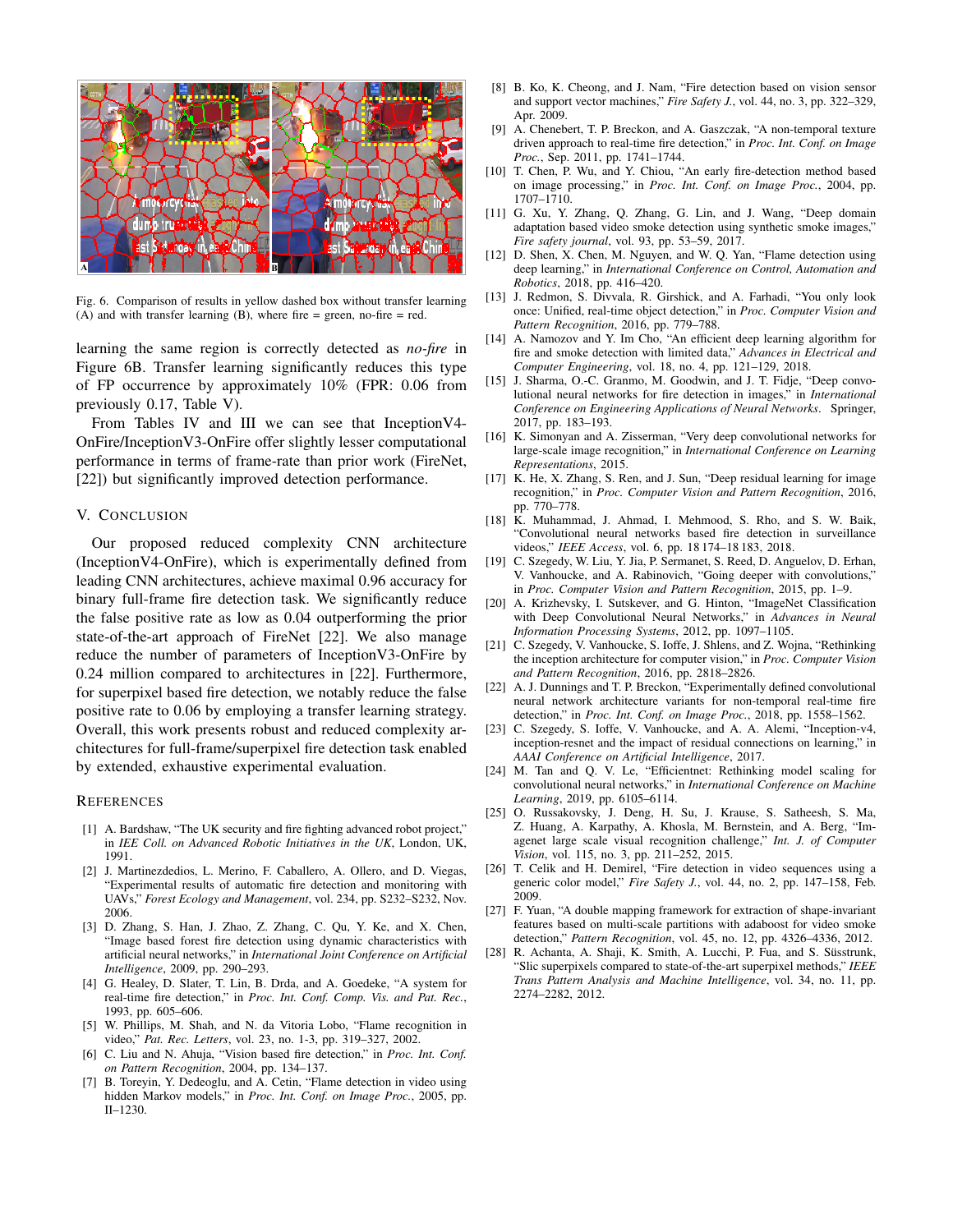Fig. 6. Comparison of results in yellow dashed box without transfer learning (A) and with transfer learning (B), where fire = green, no-fire = red.

learning the same region is correctly detected as *no-fire* in Figure 6B. Transfer learning significantly reduces this type of FP occurrence by approximately 10% (FPR: 0.06 from previously 0.17, Table V).

From Tables IV and III we can see that InceptionV4-OnFire/InceptionV3-OnFire offer slightly lesser computational performance in terms of frame-rate than prior work (FireNet, [22]) but significantly improved detection performance.

## V. Conclusion

Our proposed reduced complexity CNN architecture (InceptionV4-OnFire), which is experimentally defined from leading CNN architectures, achieve maximal 0.96 accuracy for binary full-frame fire detection task. We significantly reduce the false positive rate as low as 0.04 outperforming the prior state-of-the-art approach of FireNet [22]. We also manage reduce the number of parameters of InceptionV3-OnFire by 0.24 million compared to architectures in [22]. Furthermore, for superpixel based fire detection, we notably reduce the false positive rate to 0.06 by employing a transfer learning strategy. Overall, this work presents robust and reduced complexity architectures for full-frame/superpixel fire detection task enabled by extended, exhaustive experimental evaluation.

## References

[1] A. Bardshaw, "The UK security and fire fighting advanced robot project," in *IEE Coll. on Advanced Robotic Initiatives in the UK*, London, UK, 1991.

[2] J. Martinezdedios, L. Merino, F. Caballero, A. Ollero, and D. Viegas, "Experimental results of automatic fire detection and monitoring with UAVs," *Forest Ecology and Management*, vol. 234, pp. S232–S232, Nov. 2006.

[3] D. Zhang, S. Han, J. Zhao, Z. Zhang, C. Qu, Y. Ke, and X. Chen, "Image based forest fire detection using dynamic characteristics with artificial neural networks," in *International Joint Conference on Artificial Intelligence*, 2009, pp. 290–293.

[4] G. Healey, D. Slater, T. Lin, B. Drda, and A. Goedeke, "A system for real-time fire detection," in *Proc. Int. Conf. Comp. Vis. and Pat. Rec.*, 1993, pp. 605–606.

[5] W. Phillips, M. Shah, and N. da Vitoria Lobo, "Flame recognition in video," *Pat. Rec. Letters*, vol. 23, no. 1-3, pp. 319–327, 2002.

[6] C. Liu and N. Ahuja, "Vision based fire detection," in *Proc. Int. Conf. on Pattern Recognition*, 2004, pp. 134–137.

[7] B. Toreyin, Y. Dedeoglu, and A. Cetin, "Flame detection in video using hidden Markov models," in *Proc. Int. Conf. on Image Proc.*, 2005, pp. II–1230.

[8] B. Ko, K. Cheong, and J. Nam, "Fire detection based on vision sensor and support vector machines," *Fire Safety J.*, vol. 44, no. 3, pp. 322–329, Apr. 2009.

[9] A. Chenebert, T. P. Breckon, and A. Gaszczak, "A non-temporal texture driven approach to real-time fire detection," in *Proc. Int. Conf. on Image Proc.*, Sep. 2011, pp. 1741–1744.

[10] T. Chen, P. Wu, and Y. Chiou, "An early fire-detection method based on image processing," in *Proc. Int. Conf. on Image Proc.*, 2004, pp. 1707–1710.

[11] G. Xu, Y. Zhang, Q. Zhang, G. Lin, and J. Wang, "Deep domain adaptation based video smoke detection using synthetic smoke images," *Fire safety journal*, vol. 93, pp. 53–59, 2017.

[12] D. Shen, X. Chen, M. Nguyen, and W. Q. Yan, "Flame detection using deep learning," in *International Conference on Control, Automation and Robotics*, 2018, pp. 416–420.

[13] J. Redmon, S. Divvala, R. Girshick, and A. Farhadi, "You only look once: Unified, real-time object detection," in *Proc. Computer Vision and Pattern Recognition*, 2016, pp. 779–788.

[14] A. Namozov and Y. Im Cho, "An efficient deep learning algorithm for fire and smoke detection with limited data," *Advances in Electrical and Computer Engineering*, vol. 18, no. 4, pp. 121–129, 2018.

[15] J. Sharma, O.-C. Granmo, M. Goodwin, and J. T. Fidje, "Deep convolutional neural networks for fire detection in images," in *International Conference on Engineering Applications of Neural Networks*. Springer, 2017, pp. 183–193.

[16] K. Simonyan and A. Zisserman, "Very deep convolutional networks for large-scale image recognition," in *International Conference on Learning Representations*, 2015.

[17] K. He, X. Zhang, S. Ren, and J. Sun, "Deep residual learning for image recognition," in *Proc. Computer Vision and Pattern Recognition*, 2016, pp. 770–778.

[18] K. Muhammad, J. Ahmad, I. Mehmood, S. Rho, and S. W. Baik, "Convolutional neural networks based fire detection in surveillance videos," *IEEE Access*, vol. 6, pp. 18 174–18 183, 2018.

[19] C. Szegedy, W. Liu, Y. Jia, P. Sermanet, S. Reed, D. Anguelov, D. Erhan, V. Vanhoucke, and A. Rabinovich, "Going deeper with convolutions," in *Proc. Computer Vision and Pattern Recognition*, 2015, pp. 1–9.

[20] A. Krizhevsky, I. Sutskever, and G. Hinton, "ImageNet Classification with Deep Convolutional Neural Networks," in *Advances in Neural Information Processing Systems*, 2012, pp. 1097–1105.

[21] C. Szegedy, V. Vanhoucke, S. Ioffe, J. Shlens, and Z. Wojna, "Rethinking the inception architecture for computer vision," in *Proc. Computer Vision and Pattern Recognition*, 2016, pp. 2818–2826.

[22] A. J. Dunnings and T. P. Breckon, "Experimentally defined convolutional neural network architecture variants for non-temporal real-time fire detection," in *Proc. Int. Conf. on Image Proc.*, 2018, pp. 1558–1562.

[23] C. Szegedy, S. Ioffe, V. Vanhoucke, and A. A. Alemi, "Inception-v4, inception-resnet and the impact of residual connections on learning," in *AAAI Conference on Artificial Intelligence*, 2017.

[24] M. Tan and Q. V. Le, "Efficientnet: Rethinking model scaling for convolutional neural networks," in *International Conference on Machine Learning*, 2019, pp. 6105–6114.

[25] O. Russakovsky, J. Deng, H. Su, J. Krause, S. Satheesh, S. Ma, Z. Huang, A. Karpathy, A. Khosla, M. Bernstein, and A. Berg, "Imagenet large scale visual recognition challenge," *Int. J. of Computer Vision*, vol. 115, no. 3, pp. 211–252, 2015.

[26] T. Celik and H. Demirel, "Fire detection in video sequences using a generic color model," *Fire Safety J.*, vol. 44, no. 2, pp. 147–158, Feb. 2009.

[27] F. Yuan, "A double mapping framework for extraction of shape-invariant features based on multi-scale partitions with adaboost for video smoke detection," *Pattern Recognition*, vol. 45, no. 12, pp. 4326–4336, 2012.

[28] R. Achanta, A. Shaji, K. Smith, A. Lucchi, P. Fua, and S. Süsstrunk, "Slic superpixels compared to state-of-the-art superpixel methods," *IEEE Trans Pattern Analysis and Machine Intelligence*, vol. 34, no. 11, pp. 2274–2282, 2012.